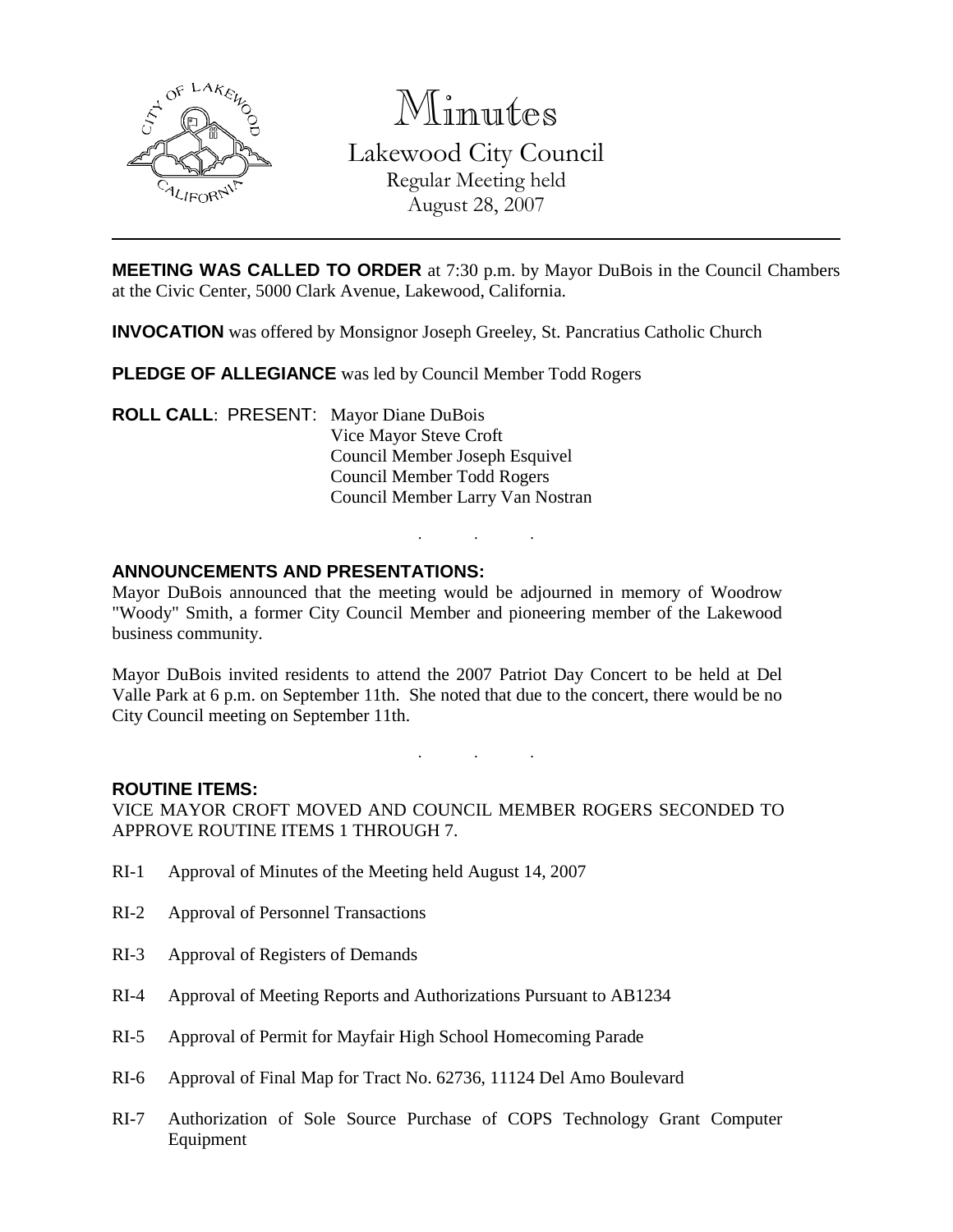# Minutes

Lakewood City Council
Regular Meeting held
August 28, 2007

---

**MEETING WAS CALLED TO ORDER** at 7:30 p.m. by Mayor DuBois in the Council Chambers at the Civic Center, 5000 Clark Avenue, Lakewood, California.

**INVOCATION** was offered by Monsignor Joseph Greeley, St. Pancratius Catholic Church

**PLEDGE OF ALLEGIANCE** was led by Council Member Todd Rogers

**ROLL CALL**: PRESENT: Mayor Diane DuBois
Vice Mayor Steve Croft
Council Member Joseph Esquivel
Council Member Todd Rogers
Council Member Larry Van Nostran

. . .

**ANNOUNCEMENTS AND PRESENTATIONS:**

Mayor DuBois announced that the meeting would be adjourned in memory of Woodrow "Woody" Smith, a former City Council Member and pioneering member of the Lakewood business community.

Mayor DuBois invited residents to attend the 2007 Patriot Day Concert to be held at Del Valle Park at 6 p.m. on September 11th. She noted that due to the concert, there would be no City Council meeting on September 11th.

. . .

**ROUTINE ITEMS:**

VICE MAYOR CROFT MOVED AND COUNCIL MEMBER ROGERS SECONDED TO APPROVE ROUTINE ITEMS 1 THROUGH 7.

RI-1 Approval of Minutes of the Meeting held August 14, 2007

RI-2 Approval of Personnel Transactions

RI-3 Approval of Registers of Demands

RI-4 Approval of Meeting Reports and Authorizations Pursuant to AB1234

RI-5 Approval of Permit for Mayfair High School Homecoming Parade

RI-6 Approval of Final Map for Tract No. 62736, 11124 Del Amo Boulevard

RI-7 Authorization of Sole Source Purchase of COPS Technology Grant Computer Equipment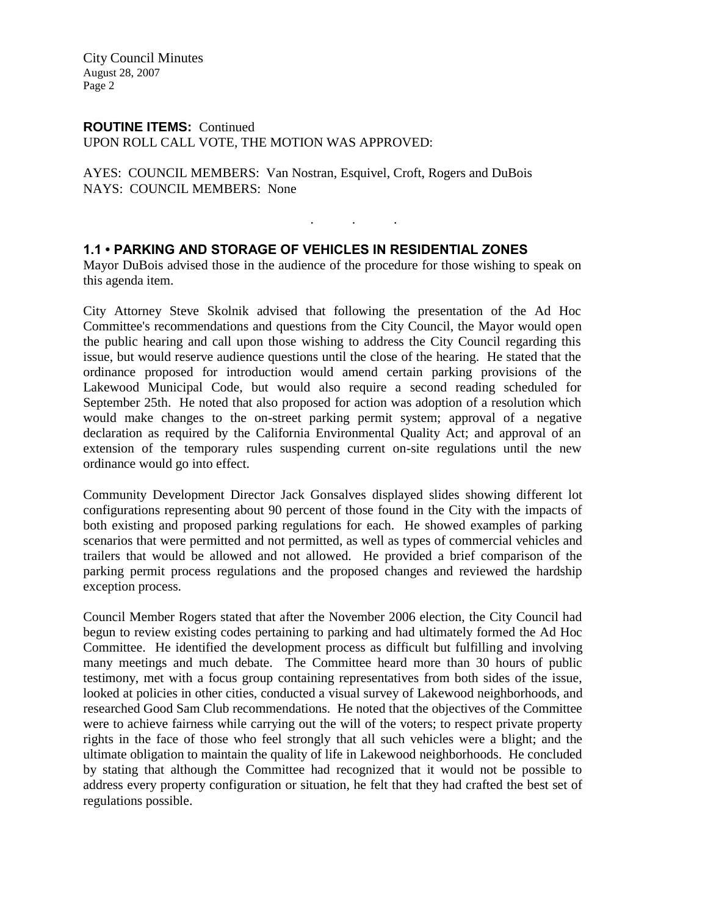**ROUTINE ITEMS:** Continued
UPON ROLL CALL VOTE, THE MOTION WAS APPROVED:

AYES: COUNCIL MEMBERS: Van Nostran, Esquivel, Croft, Rogers and DuBois
NAYS: COUNCIL MEMBERS: None

. . .

### 1.1 • PARKING AND STORAGE OF VEHICLES IN RESIDENTIAL ZONES

Mayor DuBois advised those in the audience of the procedure for those wishing to speak on this agenda item.

City Attorney Steve Skolnik advised that following the presentation of the Ad Hoc Committee's recommendations and questions from the City Council, the Mayor would open the public hearing and call upon those wishing to address the City Council regarding this issue, but would reserve audience questions until the close of the hearing. He stated that the ordinance proposed for introduction would amend certain parking provisions of the Lakewood Municipal Code, but would also require a second reading scheduled for September 25th. He noted that also proposed for action was adoption of a resolution which would make changes to the on-street parking permit system; approval of a negative declaration as required by the California Environmental Quality Act; and approval of an extension of the temporary rules suspending current on-site regulations until the new ordinance would go into effect.

Community Development Director Jack Gonsalves displayed slides showing different lot configurations representing about 90 percent of those found in the City with the impacts of both existing and proposed parking regulations for each. He showed examples of parking scenarios that were permitted and not permitted, as well as types of commercial vehicles and trailers that would be allowed and not allowed. He provided a brief comparison of the parking permit process regulations and the proposed changes and reviewed the hardship exception process.

Council Member Rogers stated that after the November 2006 election, the City Council had begun to review existing codes pertaining to parking and had ultimately formed the Ad Hoc Committee. He identified the development process as difficult but fulfilling and involving many meetings and much debate. The Committee heard more than 30 hours of public testimony, met with a focus group containing representatives from both sides of the issue, looked at policies in other cities, conducted a visual survey of Lakewood neighborhoods, and researched Good Sam Club recommendations. He noted that the objectives of the Committee were to achieve fairness while carrying out the will of the voters; to respect private property rights in the face of those who feel strongly that all such vehicles were a blight; and the ultimate obligation to maintain the quality of life in Lakewood neighborhoods. He concluded by stating that although the Committee had recognized that it would not be possible to address every property configuration or situation, he felt that they had crafted the best set of regulations possible.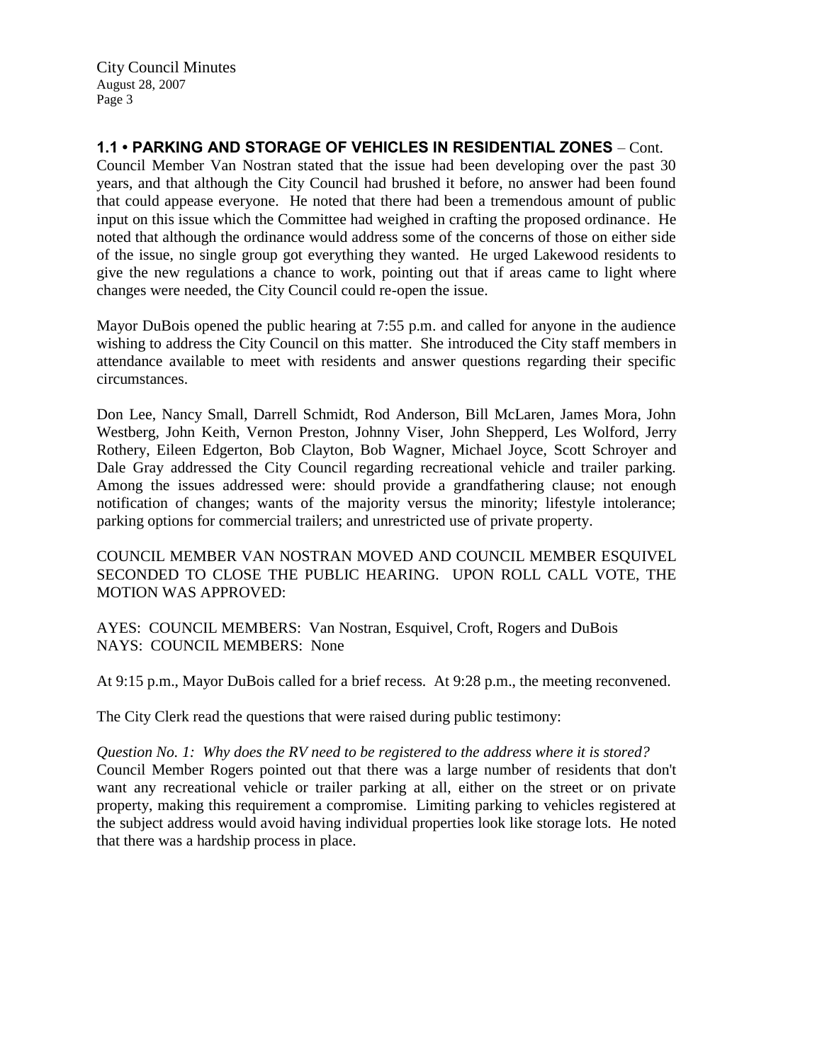**1.1 • PARKING AND STORAGE OF VEHICLES IN RESIDENTIAL ZONES** – Cont.

Council Member Van Nostran stated that the issue had been developing over the past 30 years, and that although the City Council had brushed it before, no answer had been found that could appease everyone. He noted that there had been a tremendous amount of public input on this issue which the Committee had weighed in crafting the proposed ordinance. He noted that although the ordinance would address some of the concerns of those on either side of the issue, no single group got everything they wanted. He urged Lakewood residents to give the new regulations a chance to work, pointing out that if areas came to light where changes were needed, the City Council could re-open the issue.

Mayor DuBois opened the public hearing at 7:55 p.m. and called for anyone in the audience wishing to address the City Council on this matter. She introduced the City staff members in attendance available to meet with residents and answer questions regarding their specific circumstances.

Don Lee, Nancy Small, Darrell Schmidt, Rod Anderson, Bill McLaren, James Mora, John Westberg, John Keith, Vernon Preston, Johnny Viser, John Shepperd, Les Wolford, Jerry Rothery, Eileen Edgerton, Bob Clayton, Bob Wagner, Michael Joyce, Scott Schroyer and Dale Gray addressed the City Council regarding recreational vehicle and trailer parking. Among the issues addressed were: should provide a grandfathering clause; not enough notification of changes; wants of the majority versus the minority; lifestyle intolerance; parking options for commercial trailers; and unrestricted use of private property.

COUNCIL MEMBER VAN NOSTRAN MOVED AND COUNCIL MEMBER ESQUIVEL SECONDED TO CLOSE THE PUBLIC HEARING. UPON ROLL CALL VOTE, THE MOTION WAS APPROVED:

AYES: COUNCIL MEMBERS: Van Nostran, Esquivel, Croft, Rogers and DuBois
NAYS: COUNCIL MEMBERS: None

At 9:15 p.m., Mayor DuBois called for a brief recess. At 9:28 p.m., the meeting reconvened.

The City Clerk read the questions that were raised during public testimony:

*Question No. 1: Why does the RV need to be registered to the address where it is stored?*
Council Member Rogers pointed out that there was a large number of residents that don't want any recreational vehicle or trailer parking at all, either on the street or on private property, making this requirement a compromise. Limiting parking to vehicles registered at the subject address would avoid having individual properties look like storage lots. He noted that there was a hardship process in place.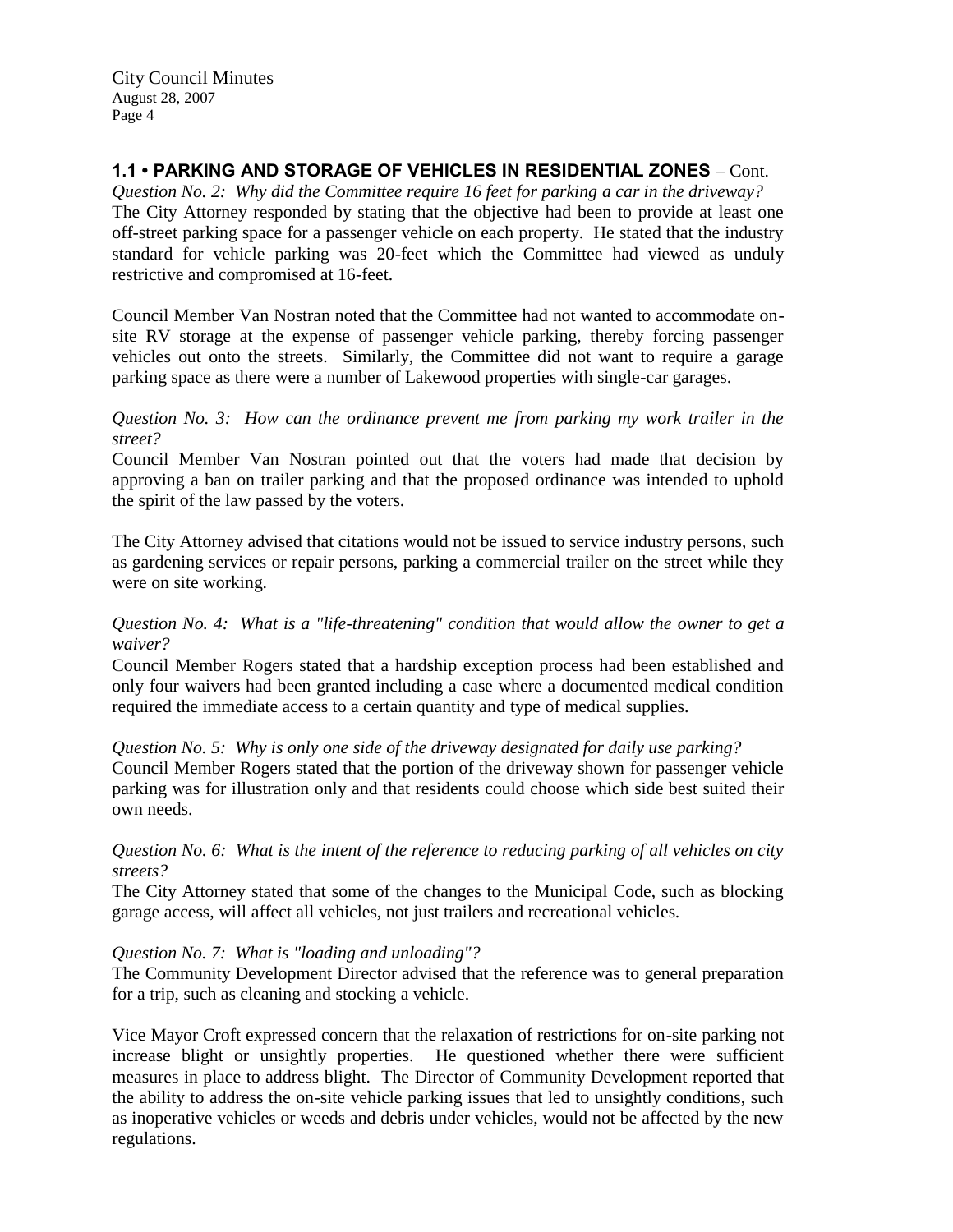### 1.1 • PARKING AND STORAGE OF VEHICLES IN RESIDENTIAL ZONES – Cont.

*Question No. 2: Why did the Committee require 16 feet for parking a car in the driveway?*
The City Attorney responded by stating that the objective had been to provide at least one off-street parking space for a passenger vehicle on each property. He stated that the industry standard for vehicle parking was 20-feet which the Committee had viewed as unduly restrictive and compromised at 16-feet.

Council Member Van Nostran noted that the Committee had not wanted to accommodate on-site RV storage at the expense of passenger vehicle parking, thereby forcing passenger vehicles out onto the streets. Similarly, the Committee did not want to require a garage parking space as there were a number of Lakewood properties with single-car garages.

*Question No. 3: How can the ordinance prevent me from parking my work trailer in the street?*
Council Member Van Nostran pointed out that the voters had made that decision by approving a ban on trailer parking and that the proposed ordinance was intended to uphold the spirit of the law passed by the voters.

The City Attorney advised that citations would not be issued to service industry persons, such as gardening services or repair persons, parking a commercial trailer on the street while they were on site working.

*Question No. 4: What is a "life-threatening" condition that would allow the owner to get a waiver?*
Council Member Rogers stated that a hardship exception process had been established and only four waivers had been granted including a case where a documented medical condition required the immediate access to a certain quantity and type of medical supplies.

*Question No. 5: Why is only one side of the driveway designated for daily use parking?*
Council Member Rogers stated that the portion of the driveway shown for passenger vehicle parking was for illustration only and that residents could choose which side best suited their own needs.

*Question No. 6: What is the intent of the reference to reducing parking of all vehicles on city streets?*
The City Attorney stated that some of the changes to the Municipal Code, such as blocking garage access, will affect all vehicles, not just trailers and recreational vehicles.

*Question No. 7: What is "loading and unloading"?*
The Community Development Director advised that the reference was to general preparation for a trip, such as cleaning and stocking a vehicle.

Vice Mayor Croft expressed concern that the relaxation of restrictions for on-site parking not increase blight or unsightly properties. He questioned whether there were sufficient measures in place to address blight. The Director of Community Development reported that the ability to address the on-site vehicle parking issues that led to unsightly conditions, such as inoperative vehicles or weeds and debris under vehicles, would not be affected by the new regulations.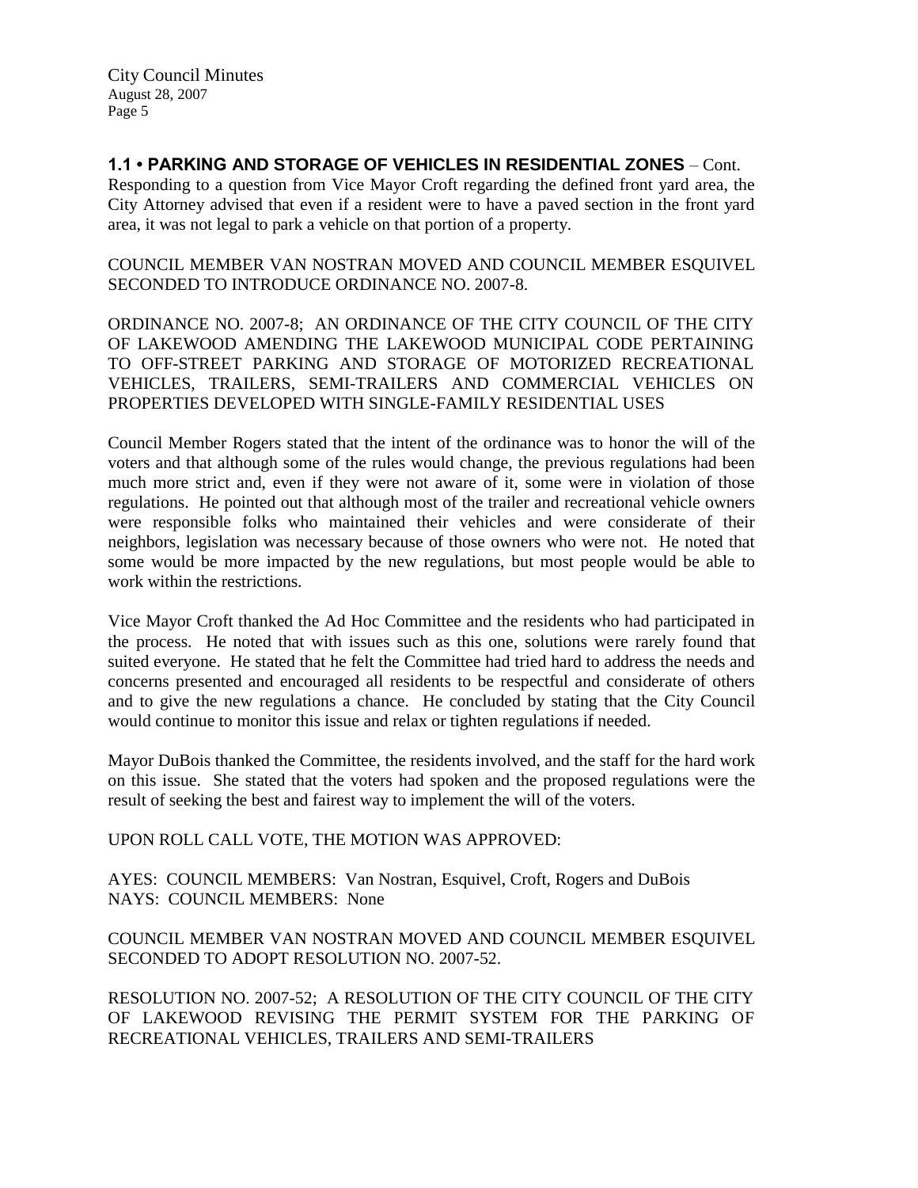### 1.1 • PARKING AND STORAGE OF VEHICLES IN RESIDENTIAL ZONES – Cont.

Responding to a question from Vice Mayor Croft regarding the defined front yard area, the City Attorney advised that even if a resident were to have a paved section in the front yard area, it was not legal to park a vehicle on that portion of a property.

COUNCIL MEMBER VAN NOSTRAN MOVED AND COUNCIL MEMBER ESQUIVEL SECONDED TO INTRODUCE ORDINANCE NO. 2007-8.

ORDINANCE NO. 2007-8; AN ORDINANCE OF THE CITY COUNCIL OF THE CITY OF LAKEWOOD AMENDING THE LAKEWOOD MUNICIPAL CODE PERTAINING TO OFF-STREET PARKING AND STORAGE OF MOTORIZED RECREATIONAL VEHICLES, TRAILERS, SEMI-TRAILERS AND COMMERCIAL VEHICLES ON PROPERTIES DEVELOPED WITH SINGLE-FAMILY RESIDENTIAL USES

Council Member Rogers stated that the intent of the ordinance was to honor the will of the voters and that although some of the rules would change, the previous regulations had been much more strict and, even if they were not aware of it, some were in violation of those regulations. He pointed out that although most of the trailer and recreational vehicle owners were responsible folks who maintained their vehicles and were considerate of their neighbors, legislation was necessary because of those owners who were not. He noted that some would be more impacted by the new regulations, but most people would be able to work within the restrictions.

Vice Mayor Croft thanked the Ad Hoc Committee and the residents who had participated in the process. He noted that with issues such as this one, solutions were rarely found that suited everyone. He stated that he felt the Committee had tried hard to address the needs and concerns presented and encouraged all residents to be respectful and considerate of others and to give the new regulations a chance. He concluded by stating that the City Council would continue to monitor this issue and relax or tighten regulations if needed.

Mayor DuBois thanked the Committee, the residents involved, and the staff for the hard work on this issue. She stated that the voters had spoken and the proposed regulations were the result of seeking the best and fairest way to implement the will of the voters.

UPON ROLL CALL VOTE, THE MOTION WAS APPROVED:

AYES: COUNCIL MEMBERS: Van Nostran, Esquivel, Croft, Rogers and DuBois
NAYS: COUNCIL MEMBERS: None

COUNCIL MEMBER VAN NOSTRAN MOVED AND COUNCIL MEMBER ESQUIVEL SECONDED TO ADOPT RESOLUTION NO. 2007-52.

RESOLUTION NO. 2007-52; A RESOLUTION OF THE CITY COUNCIL OF THE CITY OF LAKEWOOD REVISING THE PERMIT SYSTEM FOR THE PARKING OF RECREATIONAL VEHICLES, TRAILERS AND SEMI-TRAILERS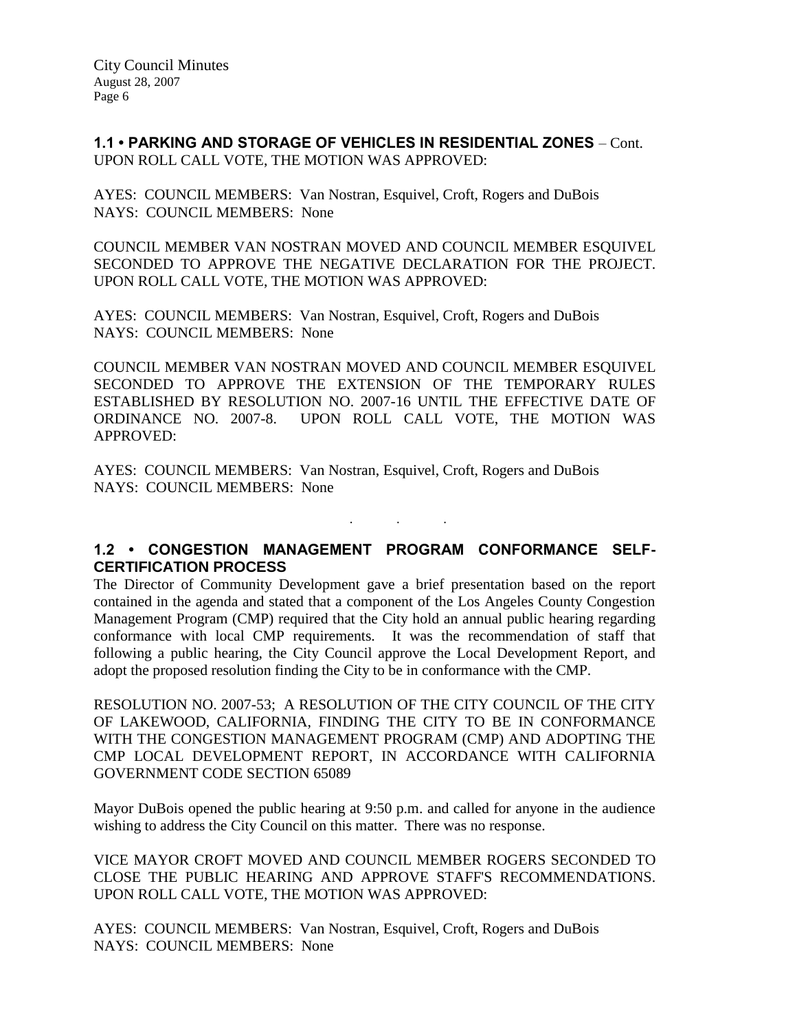**1.1 • PARKING AND STORAGE OF VEHICLES IN RESIDENTIAL ZONES** – Cont.
UPON ROLL CALL VOTE, THE MOTION WAS APPROVED:

AYES: COUNCIL MEMBERS: Van Nostran, Esquivel, Croft, Rogers and DuBois
NAYS: COUNCIL MEMBERS: None

COUNCIL MEMBER VAN NOSTRAN MOVED AND COUNCIL MEMBER ESQUIVEL SECONDED TO APPROVE THE NEGATIVE DECLARATION FOR THE PROJECT. UPON ROLL CALL VOTE, THE MOTION WAS APPROVED:

AYES: COUNCIL MEMBERS: Van Nostran, Esquivel, Croft, Rogers and DuBois
NAYS: COUNCIL MEMBERS: None

COUNCIL MEMBER VAN NOSTRAN MOVED AND COUNCIL MEMBER ESQUIVEL SECONDED TO APPROVE THE EXTENSION OF THE TEMPORARY RULES ESTABLISHED BY RESOLUTION NO. 2007-16 UNTIL THE EFFECTIVE DATE OF ORDINANCE NO. 2007-8. UPON ROLL CALL VOTE, THE MOTION WAS APPROVED:

AYES: COUNCIL MEMBERS: Van Nostran, Esquivel, Croft, Rogers and DuBois
NAYS: COUNCIL MEMBERS: None

. . .

**1.2 • CONGESTION MANAGEMENT PROGRAM CONFORMANCE SELF-CERTIFICATION PROCESS**

The Director of Community Development gave a brief presentation based on the report contained in the agenda and stated that a component of the Los Angeles County Congestion Management Program (CMP) required that the City hold an annual public hearing regarding conformance with local CMP requirements. It was the recommendation of staff that following a public hearing, the City Council approve the Local Development Report, and adopt the proposed resolution finding the City to be in conformance with the CMP.

RESOLUTION NO. 2007-53; A RESOLUTION OF THE CITY COUNCIL OF THE CITY OF LAKEWOOD, CALIFORNIA, FINDING THE CITY TO BE IN CONFORMANCE WITH THE CONGESTION MANAGEMENT PROGRAM (CMP) AND ADOPTING THE CMP LOCAL DEVELOPMENT REPORT, IN ACCORDANCE WITH CALIFORNIA GOVERNMENT CODE SECTION 65089

Mayor DuBois opened the public hearing at 9:50 p.m. and called for anyone in the audience wishing to address the City Council on this matter. There was no response.

VICE MAYOR CROFT MOVED AND COUNCIL MEMBER ROGERS SECONDED TO CLOSE THE PUBLIC HEARING AND APPROVE STAFF'S RECOMMENDATIONS. UPON ROLL CALL VOTE, THE MOTION WAS APPROVED:

AYES: COUNCIL MEMBERS: Van Nostran, Esquivel, Croft, Rogers and DuBois
NAYS: COUNCIL MEMBERS: None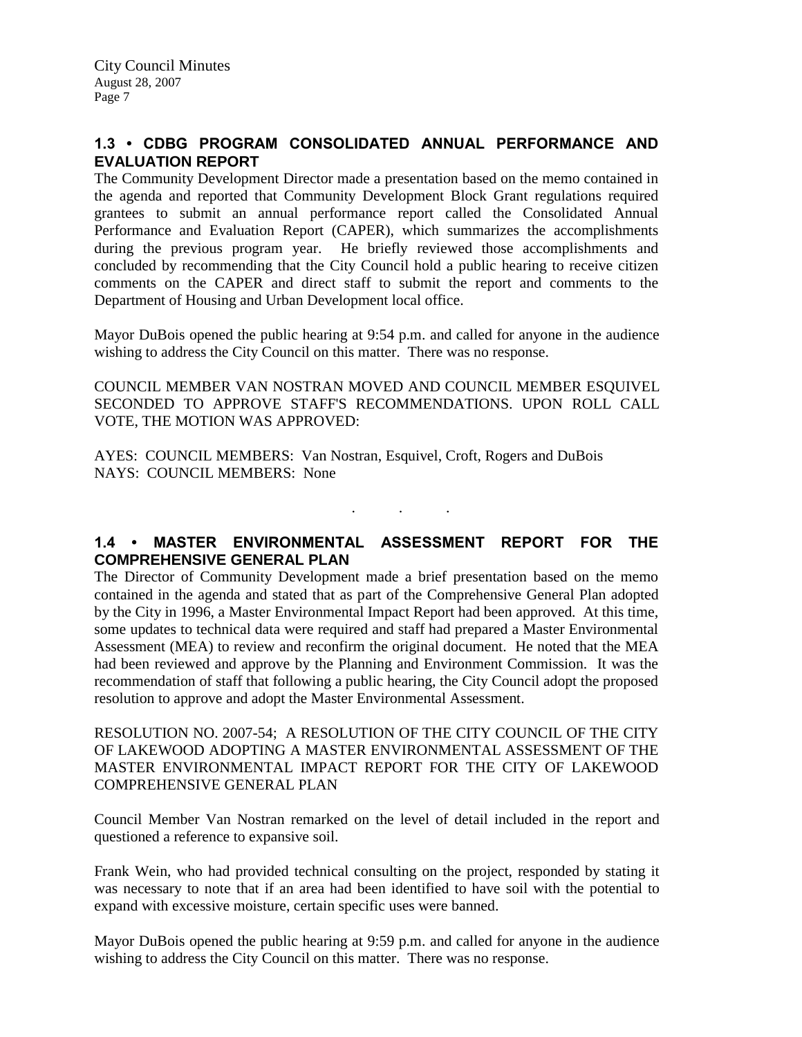## 1.3 • CDBG PROGRAM CONSOLIDATED ANNUAL PERFORMANCE AND EVALUATION REPORT

The Community Development Director made a presentation based on the memo contained in the agenda and reported that Community Development Block Grant regulations required grantees to submit an annual performance report called the Consolidated Annual Performance and Evaluation Report (CAPER), which summarizes the accomplishments during the previous program year. He briefly reviewed those accomplishments and concluded by recommending that the City Council hold a public hearing to receive citizen comments on the CAPER and direct staff to submit the report and comments to the Department of Housing and Urban Development local office.

Mayor DuBois opened the public hearing at 9:54 p.m. and called for anyone in the audience wishing to address the City Council on this matter. There was no response.

COUNCIL MEMBER VAN NOSTRAN MOVED AND COUNCIL MEMBER ESQUIVEL SECONDED TO APPROVE STAFF'S RECOMMENDATIONS. UPON ROLL CALL VOTE, THE MOTION WAS APPROVED:

AYES: COUNCIL MEMBERS: Van Nostran, Esquivel, Croft, Rogers and DuBois
NAYS: COUNCIL MEMBERS: None

. . .

## 1.4 • MASTER ENVIRONMENTAL ASSESSMENT REPORT FOR THE COMPREHENSIVE GENERAL PLAN

The Director of Community Development made a brief presentation based on the memo contained in the agenda and stated that as part of the Comprehensive General Plan adopted by the City in 1996, a Master Environmental Impact Report had been approved. At this time, some updates to technical data were required and staff had prepared a Master Environmental Assessment (MEA) to review and reconfirm the original document. He noted that the MEA had been reviewed and approve by the Planning and Environment Commission. It was the recommendation of staff that following a public hearing, the City Council adopt the proposed resolution to approve and adopt the Master Environmental Assessment.

RESOLUTION NO. 2007-54; A RESOLUTION OF THE CITY COUNCIL OF THE CITY OF LAKEWOOD ADOPTING A MASTER ENVIRONMENTAL ASSESSMENT OF THE MASTER ENVIRONMENTAL IMPACT REPORT FOR THE CITY OF LAKEWOOD COMPREHENSIVE GENERAL PLAN

Council Member Van Nostran remarked on the level of detail included in the report and questioned a reference to expansive soil.

Frank Wein, who had provided technical consulting on the project, responded by stating it was necessary to note that if an area had been identified to have soil with the potential to expand with excessive moisture, certain specific uses were banned.

Mayor DuBois opened the public hearing at 9:59 p.m. and called for anyone in the audience wishing to address the City Council on this matter. There was no response.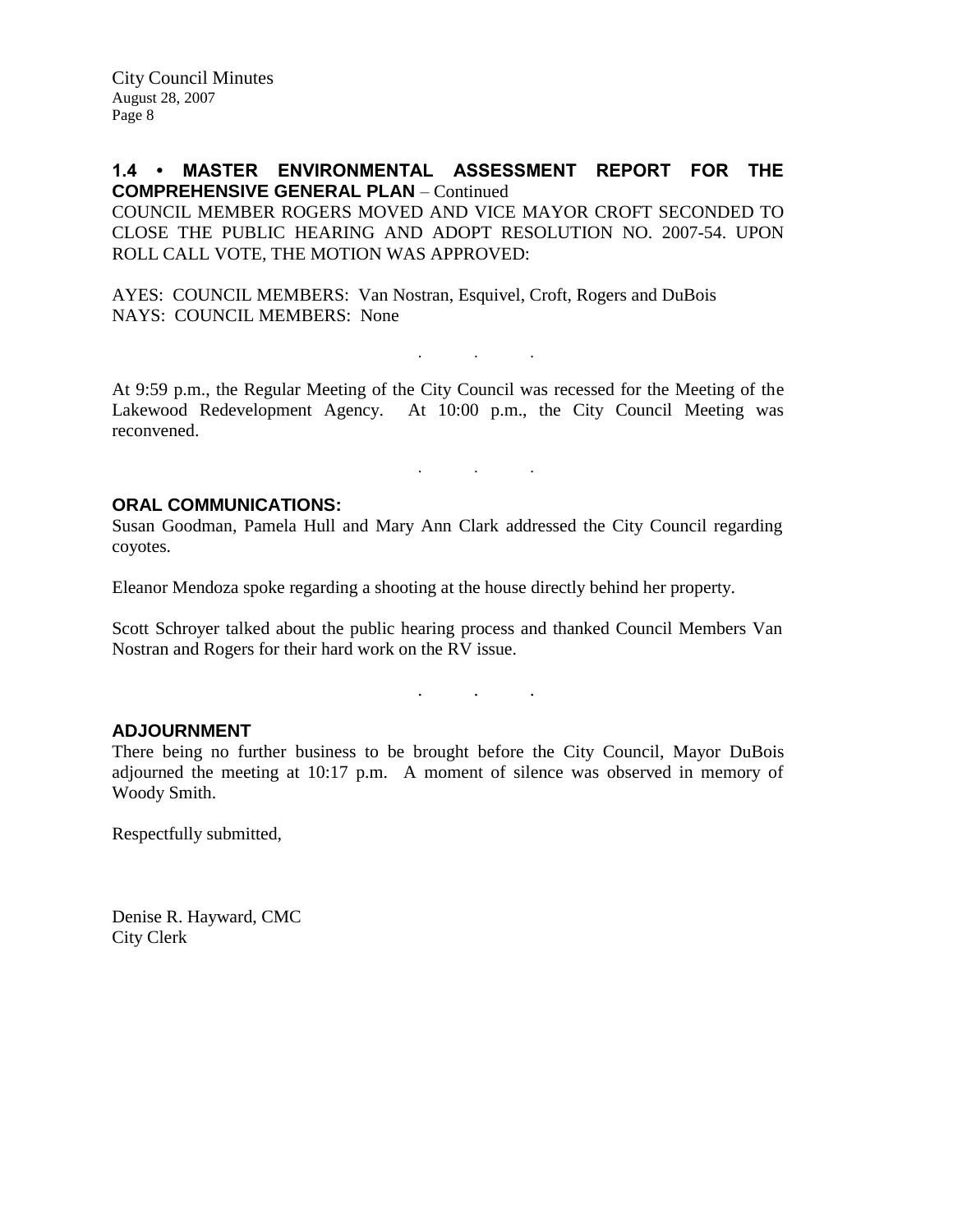**1.4 • MASTER ENVIRONMENTAL ASSESSMENT REPORT FOR THE COMPREHENSIVE GENERAL PLAN** – Continued

COUNCIL MEMBER ROGERS MOVED AND VICE MAYOR CROFT SECONDED TO CLOSE THE PUBLIC HEARING AND ADOPT RESOLUTION NO. 2007-54. UPON ROLL CALL VOTE, THE MOTION WAS APPROVED:

AYES: COUNCIL MEMBERS: Van Nostran, Esquivel, Croft, Rogers and DuBois
NAYS: COUNCIL MEMBERS: None

. . .

At 9:59 p.m., the Regular Meeting of the City Council was recessed for the Meeting of the Lakewood Redevelopment Agency. At 10:00 p.m., the City Council Meeting was reconvened.

. . .

**ORAL COMMUNICATIONS:**

Susan Goodman, Pamela Hull and Mary Ann Clark addressed the City Council regarding coyotes.

Eleanor Mendoza spoke regarding a shooting at the house directly behind her property.

Scott Schroyer talked about the public hearing process and thanked Council Members Van Nostran and Rogers for their hard work on the RV issue.

. . .

**ADJOURNMENT**

There being no further business to be brought before the City Council, Mayor DuBois adjourned the meeting at 10:17 p.m. A moment of silence was observed in memory of Woody Smith.

Respectfully submitted,

Denise R. Hayward, CMC
City Clerk